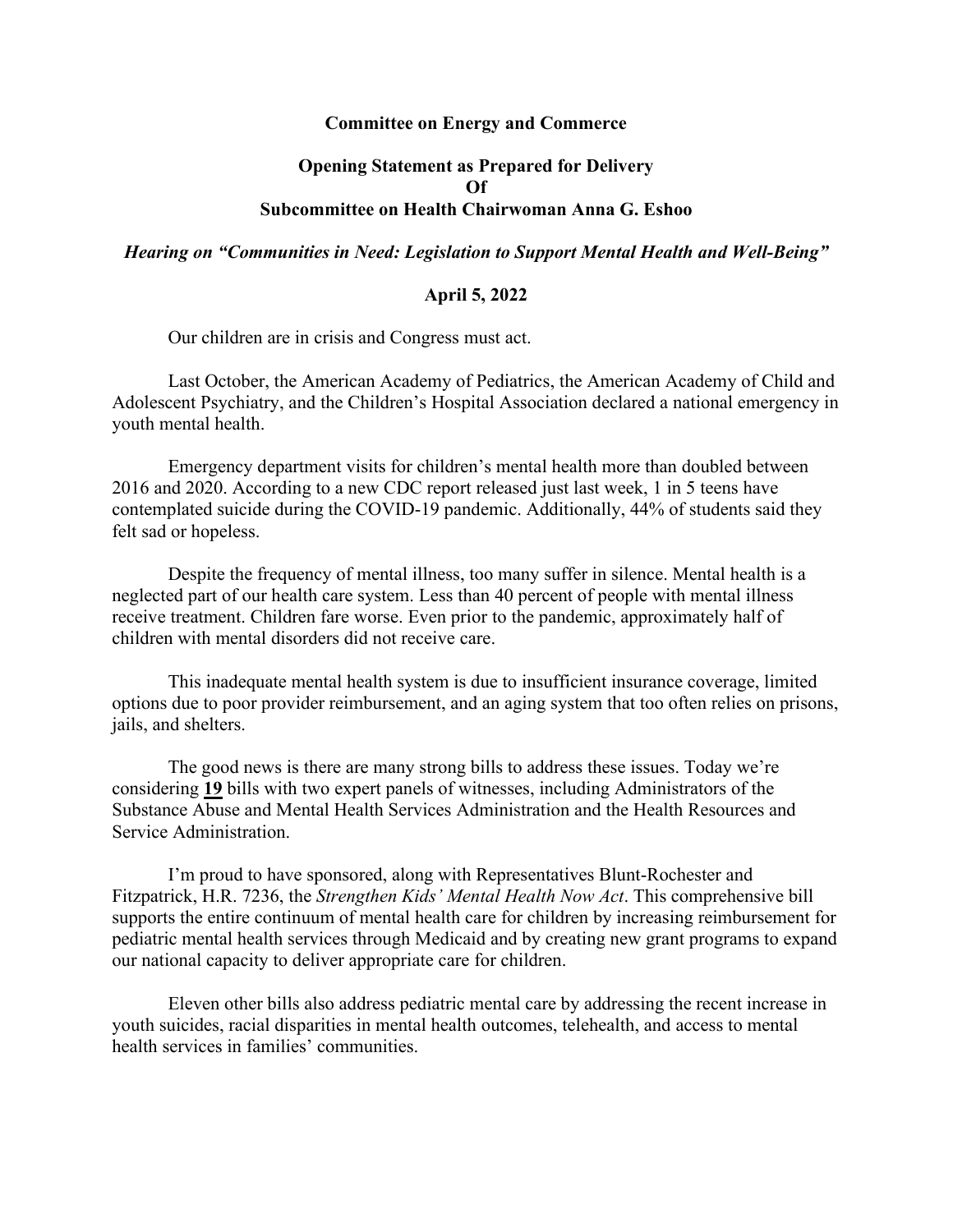**Committee on Energy and Commerce**

**Opening Statement as Prepared for Delivery**
**Of**
**Subcommittee on Health Chairwoman Anna G. Eshoo**

***Hearing on "Communities in Need: Legislation to Support Mental Health and Well-Being"***

**April 5, 2022**

Our children are in crisis and Congress must act.

Last October, the American Academy of Pediatrics, the American Academy of Child and Adolescent Psychiatry, and the Children's Hospital Association declared a national emergency in youth mental health.

Emergency department visits for children's mental health more than doubled between 2016 and 2020. According to a new CDC report released just last week, 1 in 5 teens have contemplated suicide during the COVID-19 pandemic. Additionally, 44% of students said they felt sad or hopeless.

Despite the frequency of mental illness, too many suffer in silence. Mental health is a neglected part of our health care system. Less than 40 percent of people with mental illness receive treatment. Children fare worse. Even prior to the pandemic, approximately half of children with mental disorders did not receive care.

This inadequate mental health system is due to insufficient insurance coverage, limited options due to poor provider reimbursement, and an aging system that too often relies on prisons, jails, and shelters.

The good news is there are many strong bills to address these issues. Today we're considering **19** bills with two expert panels of witnesses, including Administrators of the Substance Abuse and Mental Health Services Administration and the Health Resources and Service Administration.

I'm proud to have sponsored, along with Representatives Blunt-Rochester and Fitzpatrick, H.R. 7236, the *Strengthen Kids' Mental Health Now Act*. This comprehensive bill supports the entire continuum of mental health care for children by increasing reimbursement for pediatric mental health services through Medicaid and by creating new grant programs to expand our national capacity to deliver appropriate care for children.

Eleven other bills also address pediatric mental care by addressing the recent increase in youth suicides, racial disparities in mental health outcomes, telehealth, and access to mental health services in families' communities.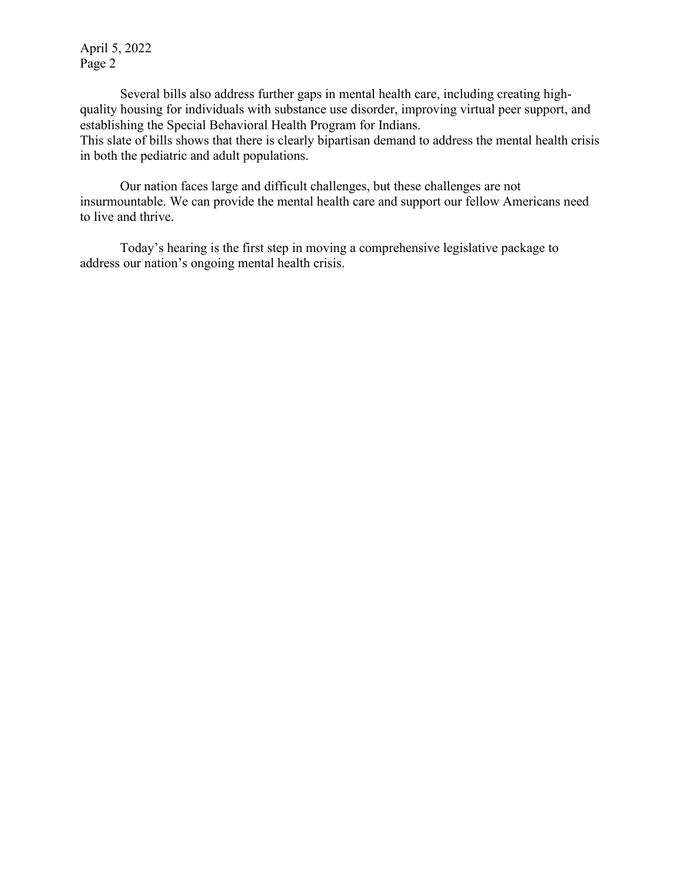Several bills also address further gaps in mental health care, including creating high-quality housing for individuals with substance use disorder, improving virtual peer support, and establishing the Special Behavioral Health Program for Indians.
This slate of bills shows that there is clearly bipartisan demand to address the mental health crisis in both the pediatric and adult populations.

Our nation faces large and difficult challenges, but these challenges are not insurmountable. We can provide the mental health care and support our fellow Americans need to live and thrive.

Today's hearing is the first step in moving a comprehensive legislative package to address our nation's ongoing mental health crisis.